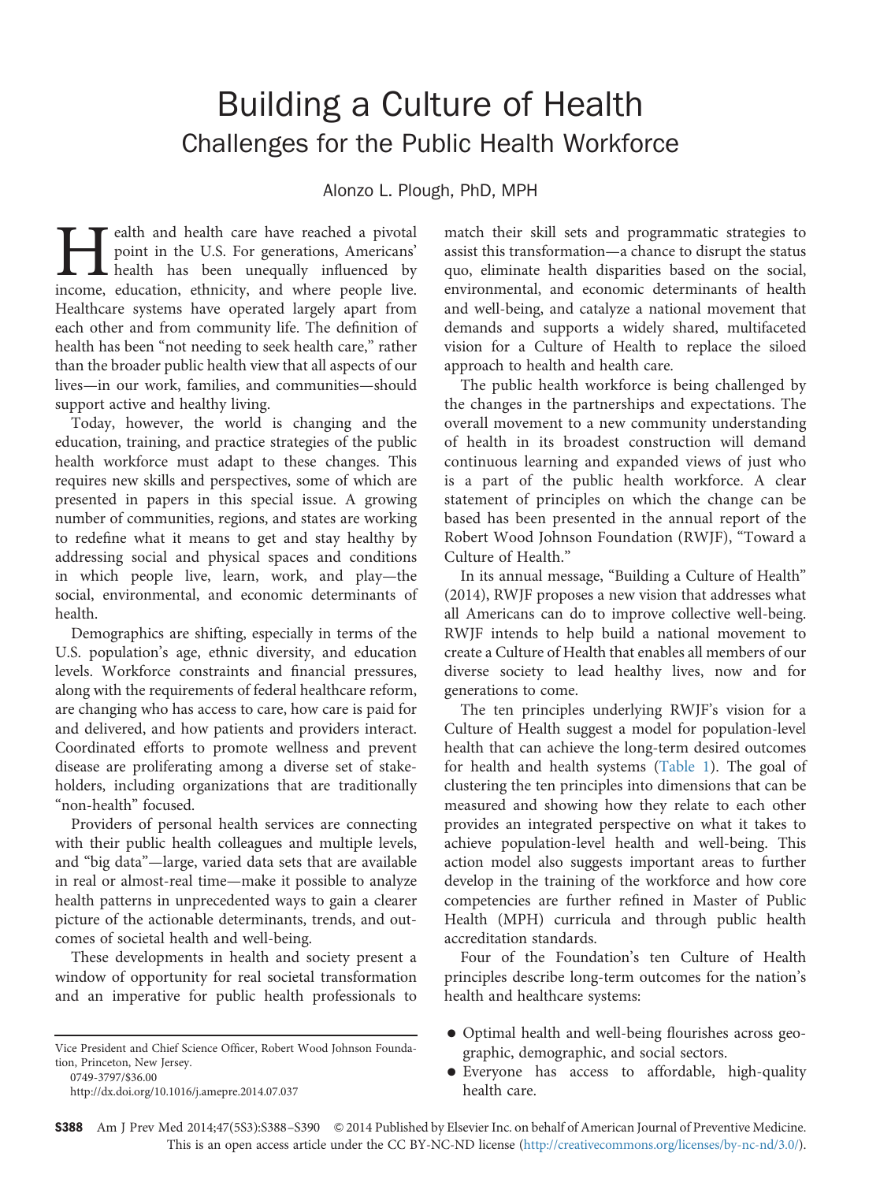# Building a Culture of Health

## Challenges for the Public Health Workforce

Alonzo L. Plough, PhD, MPH

Health and health care have reached a pivotal point in the U.S. For generations, Americans' health has been unequally influenced by income, education, ethnicity, and where people live. Healthcare systems have operated largely apart from each other and from community life. The definition of health has been "not needing to seek health care," rather than the broader public health view that all aspects of our lives—in our work, families, and communities—should support active and healthy living.

Today, however, the world is changing and the education, training, and practice strategies of the public health workforce must adapt to these changes. This requires new skills and perspectives, some of which are presented in papers in this special issue. A growing number of communities, regions, and states are working to redefine what it means to get and stay healthy by addressing social and physical spaces and conditions in which people live, learn, work, and play—the social, environmental, and economic determinants of health.

Demographics are shifting, especially in terms of the U.S. population's age, ethnic diversity, and education levels. Workforce constraints and financial pressures, along with the requirements of federal healthcare reform, are changing who has access to care, how care is paid for and delivered, and how patients and providers interact. Coordinated efforts to promote wellness and prevent disease are proliferating among a diverse set of stakeholders, including organizations that are traditionally "non-health" focused.

Providers of personal health services are connecting with their public health colleagues and multiple levels, and "big data"—large, varied data sets that are available in real or almost-real time—make it possible to analyze health patterns in unprecedented ways to gain a clearer picture of the actionable determinants, trends, and outcomes of societal health and well-being.

These developments in health and society present a window of opportunity for real societal transformation and an imperative for public health professionals to match their skill sets and programmatic strategies to assist this transformation—a chance to disrupt the status quo, eliminate health disparities based on the social, environmental, and economic determinants of health and well-being, and catalyze a national movement that demands and supports a widely shared, multifaceted vision for a Culture of Health to replace the siloed approach to health and health care.

The public health workforce is being challenged by the changes in the partnerships and expectations. The overall movement to a new community understanding of health in its broadest construction will demand continuous learning and expanded views of just who is a part of the public health workforce. A clear statement of principles on which the change can be based has been presented in the annual report of the Robert Wood Johnson Foundation (RWJF), "Toward a Culture of Health."

In its annual message, "Building a Culture of Health" (2014), RWJF proposes a new vision that addresses what all Americans can do to improve collective well-being. RWJF intends to help build a national movement to create a Culture of Health that enables all members of our diverse society to lead healthy lives, now and for generations to come.

The ten principles underlying RWJF's vision for a Culture of Health suggest a model for population-level health that can achieve the long-term desired outcomes for health and health systems (Table 1). The goal of clustering the ten principles into dimensions that can be measured and showing how they relate to each other provides an integrated perspective on what it takes to achieve population-level health and well-being. This action model also suggests important areas to further develop in the training of the workforce and how core competencies are further refined in Master of Public Health (MPH) curricula and through public health accreditation standards.

Four of the Foundation's ten Culture of Health principles describe long-term outcomes for the nation's health and healthcare systems:

- Optimal health and well-being flourishes across geographic, demographic, and social sectors.
- Everyone has access to affordable, high-quality health care.

Vice President and Chief Science Officer, Robert Wood Johnson Foundation, Princeton, New Jersey.

0749-3797/$36.00

http://dx.doi.org/10.1016/j.amepre.2014.07.037

© 2014 Published by Elsevier Inc. on behalf of American Journal of Preventive Medicine. This is an open access article under the CC BY-NC-ND license (http://creativecommons.org/licenses/by-nc-nd/3.0/).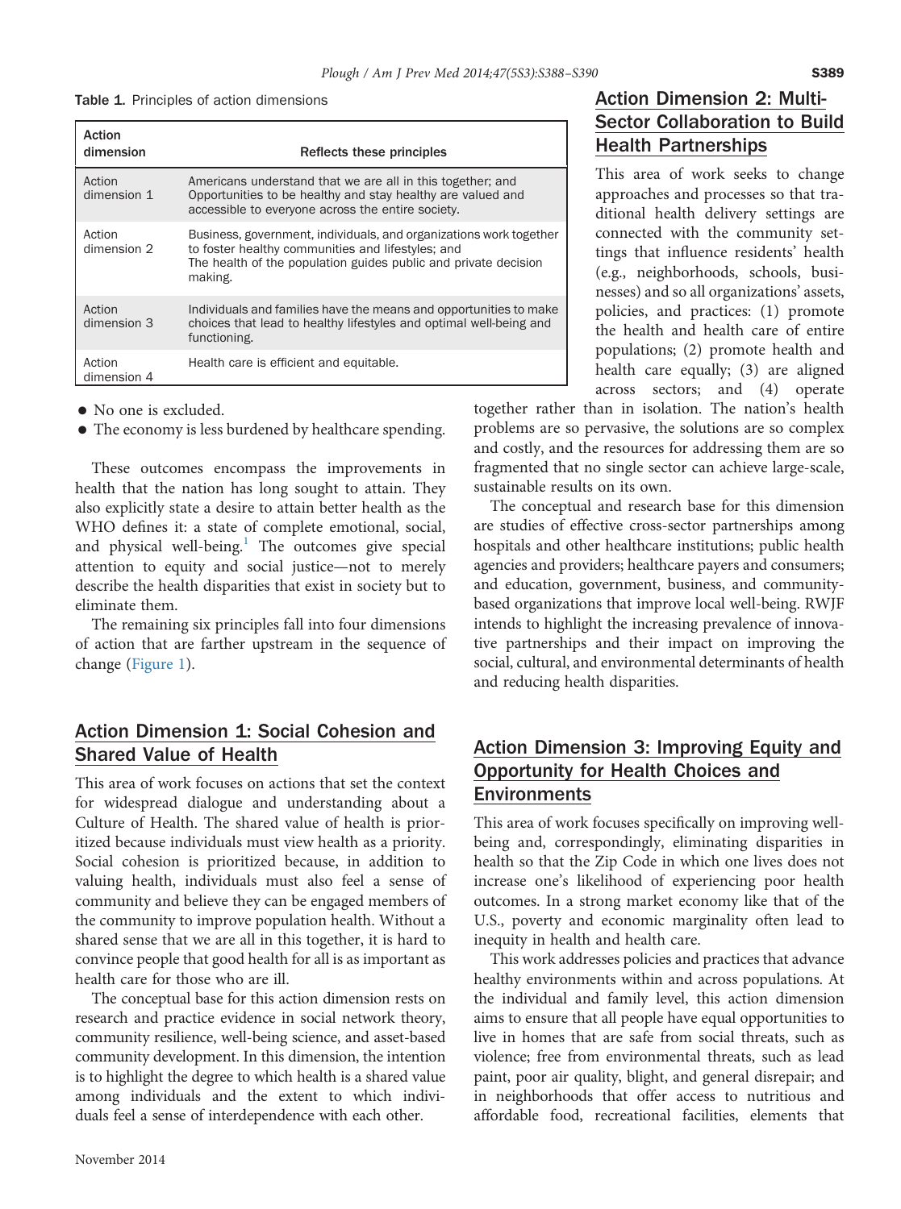Table 1. Principles of action dimensions

| Action dimension | Reflects these principles |
| --- | --- |
| Action dimension 1 | Americans understand that we are all in this together; and Opportunities to be healthy and stay healthy are valued and accessible to everyone across the entire society. |
| Action dimension 2 | Business, government, individuals, and organizations work together to foster healthy communities and lifestyles; and The health of the population guides public and private decision making. |
| Action dimension 3 | Individuals and families have the means and opportunities to make choices that lead to healthy lifestyles and optimal well-being and functioning. |
| Action dimension 4 | Health care is efficient and equitable. |

- No one is excluded.
- The economy is less burdened by healthcare spending.

These outcomes encompass the improvements in health that the nation has long sought to attain. They also explicitly state a desire to attain better health as the WHO defines it: a state of complete emotional, social, and physical well-being.[1] The outcomes give special attention to equity and social justice—not to merely describe the health disparities that exist in society but to eliminate them.

The remaining six principles fall into four dimensions of action that are farther upstream in the sequence of change (Figure 1).

## Action Dimension 1: Social Cohesion and Shared Value of Health

This area of work focuses on actions that set the context for widespread dialogue and understanding about a Culture of Health. The shared value of health is prioritized because individuals must view health as a priority. Social cohesion is prioritized because, in addition to valuing health, individuals must also feel a sense of community and believe they can be engaged members of the community to improve population health. Without a shared sense that we are all in this together, it is hard to convince people that good health for all is as important as health care for those who are ill.

The conceptual base for this action dimension rests on research and practice evidence in social network theory, community resilience, well-being science, and asset-based community development. In this dimension, the intention is to highlight the degree to which health is a shared value among individuals and the extent to which individuals feel a sense of interdependence with each other.

## Action Dimension 2: Multi-Sector Collaboration to Build Health Partnerships

This area of work seeks to change approaches and processes so that traditional health delivery settings are connected with the community settings that influence residents' health (e.g., neighborhoods, schools, businesses) and so all organizations' assets, policies, and practices: (1) promote the health and health care of entire populations; (2) promote health and health care equally; (3) are aligned across sectors; and (4) operate together rather than in isolation. The nation's health problems are so pervasive, the solutions are so complex and costly, and the resources for addressing them are so fragmented that no single sector can achieve large-scale, sustainable results on its own.

The conceptual and research base for this dimension are studies of effective cross-sector partnerships among hospitals and other healthcare institutions; public health agencies and providers; healthcare payers and consumers; and education, government, business, and community-based organizations that improve local well-being. RWJF intends to highlight the increasing prevalence of innovative partnerships and their impact on improving the social, cultural, and environmental determinants of health and reducing health disparities.

## Action Dimension 3: Improving Equity and Opportunity for Health Choices and Environments

This area of work focuses specifically on improving well-being and, correspondingly, eliminating disparities in health so that the Zip Code in which one lives does not increase one's likelihood of experiencing poor health outcomes. In a strong market economy like that of the U.S., poverty and economic marginality often lead to inequity in health and health care.

This work addresses policies and practices that advance healthy environments within and across populations. At the individual and family level, this action dimension aims to ensure that all people have equal opportunities to live in homes that are safe from social threats, such as violence; free from environmental threats, such as lead paint, poor air quality, blight, and general disrepair; and in neighborhoods that offer access to nutritious and affordable food, recreational facilities, elements that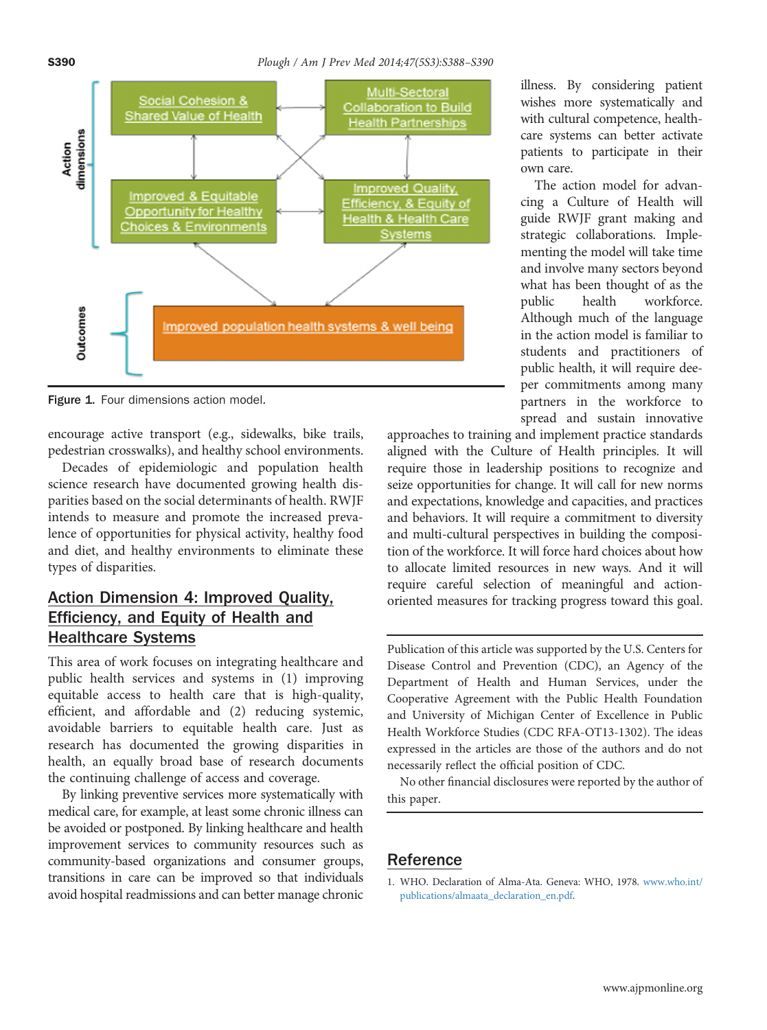Action dimensions

Social Cohesion & Shared Value of Health

Multi-Sectoral Collaboration to Build Health Partnerships

Improved & Equitable Opportunity for Healthy Choices & Environments

Improved Quality, Efficiency, & Equity of Health & Health Care Systems

Outcomes

Improved population health systems & well being

**Figure 1.** Four dimensions action model.

encourage active transport (e.g., sidewalks, bike trails, pedestrian crosswalks), and healthy school environments.

Decades of epidemiologic and population health science research have documented growing health disparities based on the social determinants of health. RWJF intends to measure and promote the increased prevalence of opportunities for physical activity, healthy food and diet, and healthy environments to eliminate these types of disparities.

## Action Dimension 4: Improved Quality, Efficiency, and Equity of Health and Healthcare Systems

This area of work focuses on integrating healthcare and public health services and systems in (1) improving equitable access to health care that is high-quality, efficient, and affordable and (2) reducing systemic, avoidable barriers to equitable health care. Just as research has documented the growing disparities in health, an equally broad base of research documents the continuing challenge of access and coverage.

By linking preventive services more systematically with medical care, for example, at least some chronic illness can be avoided or postponed. By linking healthcare and health improvement services to community resources such as community-based organizations and consumer groups, transitions in care can be improved so that individuals avoid hospital readmissions and can better manage chronic illness. By considering patient wishes more systematically and with cultural competence, healthcare systems can better activate patients to participate in their own care.

The action model for advancing a Culture of Health will guide RWJF grant making and strategic collaborations. Implementing the model will take time and involve many sectors beyond what has been thought of as the public health workforce. Although much of the language in the action model is familiar to students and practitioners of public health, it will require deeper commitments among many partners in the workforce to spread and sustain innovative approaches to training and implement practice standards aligned with the Culture of Health principles. It will require those in leadership positions to recognize and seize opportunities for change. It will call for new norms and expectations, knowledge and capacities, and practices and behaviors. It will require a commitment to diversity and multi-cultural perspectives in building the composition of the workforce. It will force hard choices about how to allocate limited resources in new ways. And it will require careful selection of meaningful and action-oriented measures for tracking progress toward this goal.

---

Publication of this article was supported by the U.S. Centers for Disease Control and Prevention (CDC), an Agency of the Department of Health and Human Services, under the Cooperative Agreement with the Public Health Foundation and University of Michigan Center of Excellence in Public Health Workforce Studies (CDC RFA-OT13-1302). The ideas expressed in the articles are those of the authors and do not necessarily reflect the official position of CDC.

No other financial disclosures were reported by the author of this paper.

---

## Reference

1. WHO. Declaration of Alma-Ata. Geneva: WHO, 1978. www.who.int/publications/almaata_declaration_en.pdf.